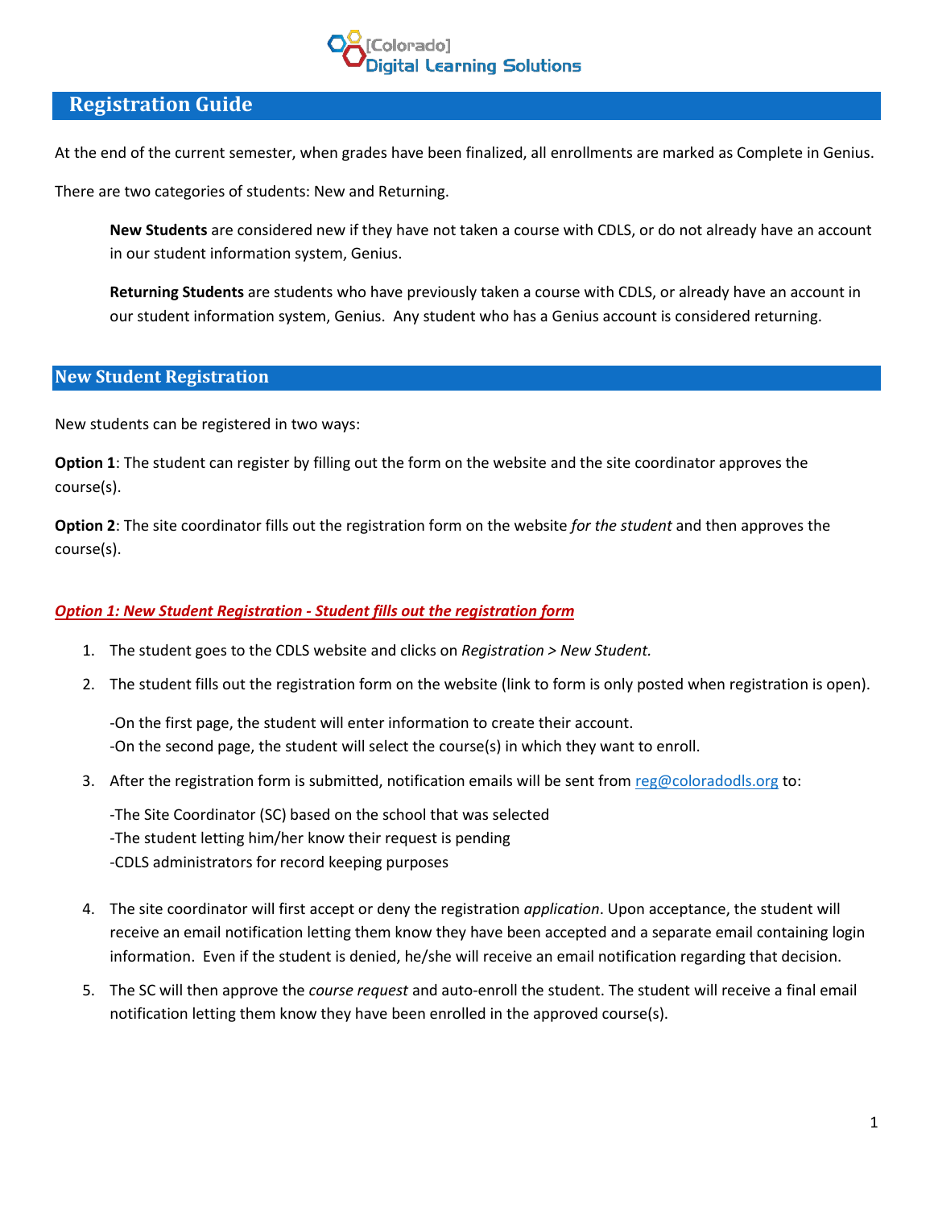[Colorado] Digital Learning Solutions

# Registration Guide

At the end of the current semester, when grades have been finalized, all enrollments are marked as Complete in Genius.

There are two categories of students: New and Returning.

> **New Students** are considered new if they have not taken a course with CDLS, or do not already have an account in our student information system, Genius.
>
> **Returning Students** are students who have previously taken a course with CDLS, or already have an account in our student information system, Genius. Any student who has a Genius account is considered returning.

## New Student Registration

New students can be registered in two ways:

**Option 1**: The student can register by filling out the form on the website and the site coordinator approves the course(s).

**Option 2**: The site coordinator fills out the registration form on the website *for the student* and then approves the course(s).

### ***Option 1: New Student Registration - Student fills out the registration form***

1. The student goes to the CDLS website and clicks on *Registration > New Student.*
2. The student fills out the registration form on the website (link to form is only posted when registration is open).

   -On the first page, the student will enter information to create their account.
   -On the second page, the student will select the course(s) in which they want to enroll.

3. After the registration form is submitted, notification emails will be sent from reg@coloradodls.org to:

   -The Site Coordinator (SC) based on the school that was selected
   -The student letting him/her know their request is pending
   -CDLS administrators for record keeping purposes

4. The site coordinator will first accept or deny the registration *application*. Upon acceptance, the student will receive an email notification letting them know they have been accepted and a separate email containing login information. Even if the student is denied, he/she will receive an email notification regarding that decision.
5. The SC will then approve the *course request* and auto-enroll the student. The student will receive a final email notification letting them know they have been enrolled in the approved course(s).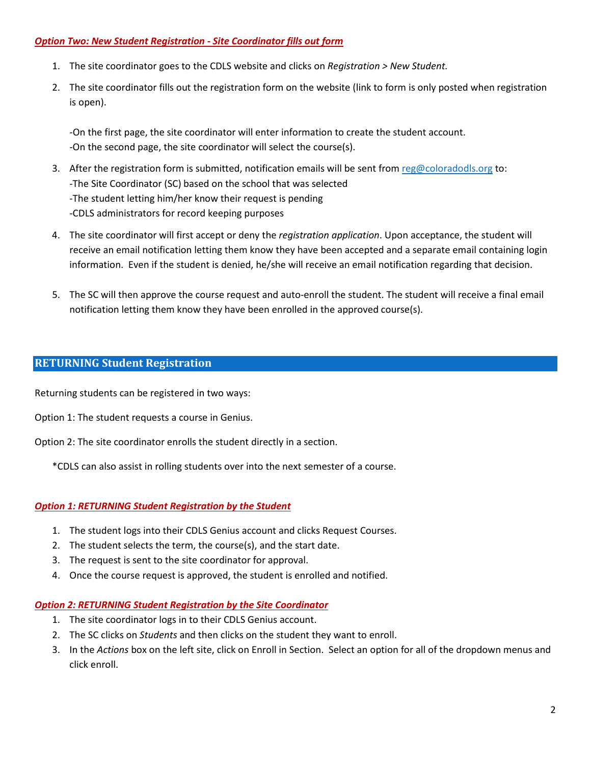***Option Two: New Student Registration - Site Coordinator fills out form***

1. The site coordinator goes to the CDLS website and clicks on *Registration > New Student.*
2. The site coordinator fills out the registration form on the website (link to form is only posted when registration is open).

   -On the first page, the site coordinator will enter information to create the student account.
   -On the second page, the site coordinator will select the course(s).

3. After the registration form is submitted, notification emails will be sent from reg@coloradodls.org to:
   -The Site Coordinator (SC) based on the school that was selected
   -The student letting him/her know their request is pending
   -CDLS administrators for record keeping purposes
4. The site coordinator will first accept or deny the *registration application*. Upon acceptance, the student will receive an email notification letting them know they have been accepted and a separate email containing login information. Even if the student is denied, he/she will receive an email notification regarding that decision.
5. The SC will then approve the course request and auto-enroll the student. The student will receive a final email notification letting them know they have been enrolled in the approved course(s).

## RETURNING Student Registration

Returning students can be registered in two ways:

Option 1: The student requests a course in Genius.

Option 2: The site coordinator enrolls the student directly in a section.

*CDLS can also assist in rolling students over into the next semester of a course.

***Option 1: RETURNING Student Registration by the Student***

1. The student logs into their CDLS Genius account and clicks Request Courses.
2. The student selects the term, the course(s), and the start date.
3. The request is sent to the site coordinator for approval.
4. Once the course request is approved, the student is enrolled and notified.

***Option 2: RETURNING Student Registration by the Site Coordinator***

1. The site coordinator logs in to their CDLS Genius account.
2. The SC clicks on *Students* and then clicks on the student they want to enroll.
3. In the *Actions* box on the left site, click on Enroll in Section. Select an option for all of the dropdown menus and click enroll.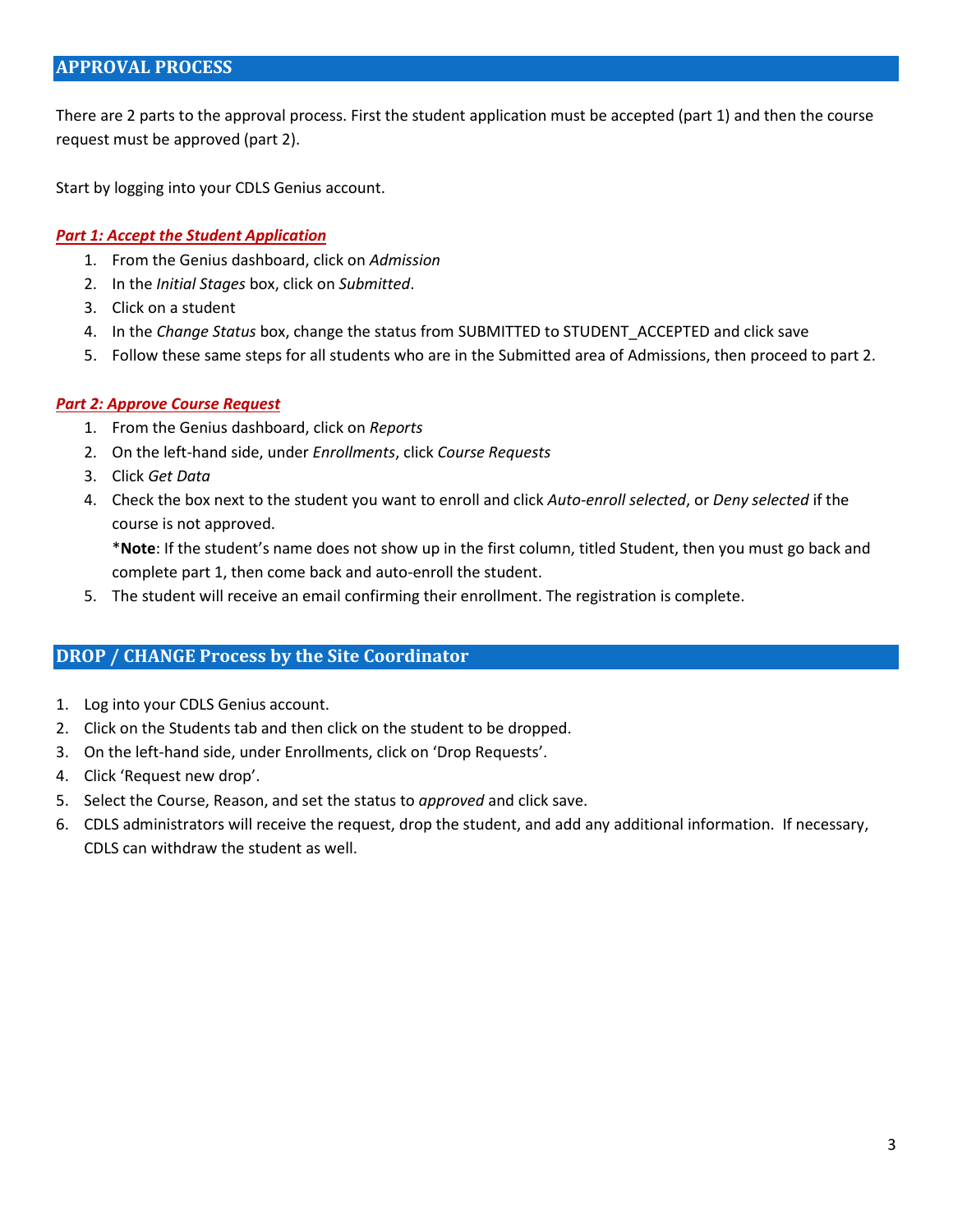## APPROVAL PROCESS

There are 2 parts to the approval process. First the student application must be accepted (part 1) and then the course request must be approved (part 2).

Start by logging into your CDLS Genius account.

### ***Part 1: Accept the Student Application***

1. From the Genius dashboard, click on *Admission*
2. In the *Initial Stages* box, click on *Submitted*.
3. Click on a student
4. In the *Change Status* box, change the status from SUBMITTED to STUDENT_ACCEPTED and click save
5. Follow these same steps for all students who are in the Submitted area of Admissions, then proceed to part 2.

### ***Part 2: Approve Course Request***

1. From the Genius dashboard, click on *Reports*
2. On the left-hand side, under *Enrollments*, click *Course Requests*
3. Click *Get Data*
4. Check the box next to the student you want to enroll and click *Auto-enroll selected*, or *Deny selected* if the course is not approved.

   ***Note**: If the student's name does not show up in the first column, titled Student, then you must go back and complete part 1, then come back and auto-enroll the student.
5. The student will receive an email confirming their enrollment. The registration is complete.

## DROP / CHANGE Process by the Site Coordinator

1. Log into your CDLS Genius account.
2. Click on the Students tab and then click on the student to be dropped.
3. On the left-hand side, under Enrollments, click on 'Drop Requests'.
4. Click 'Request new drop'.
5. Select the Course, Reason, and set the status to *approved* and click save.
6. CDLS administrators will receive the request, drop the student, and add any additional information. If necessary, CDLS can withdraw the student as well.